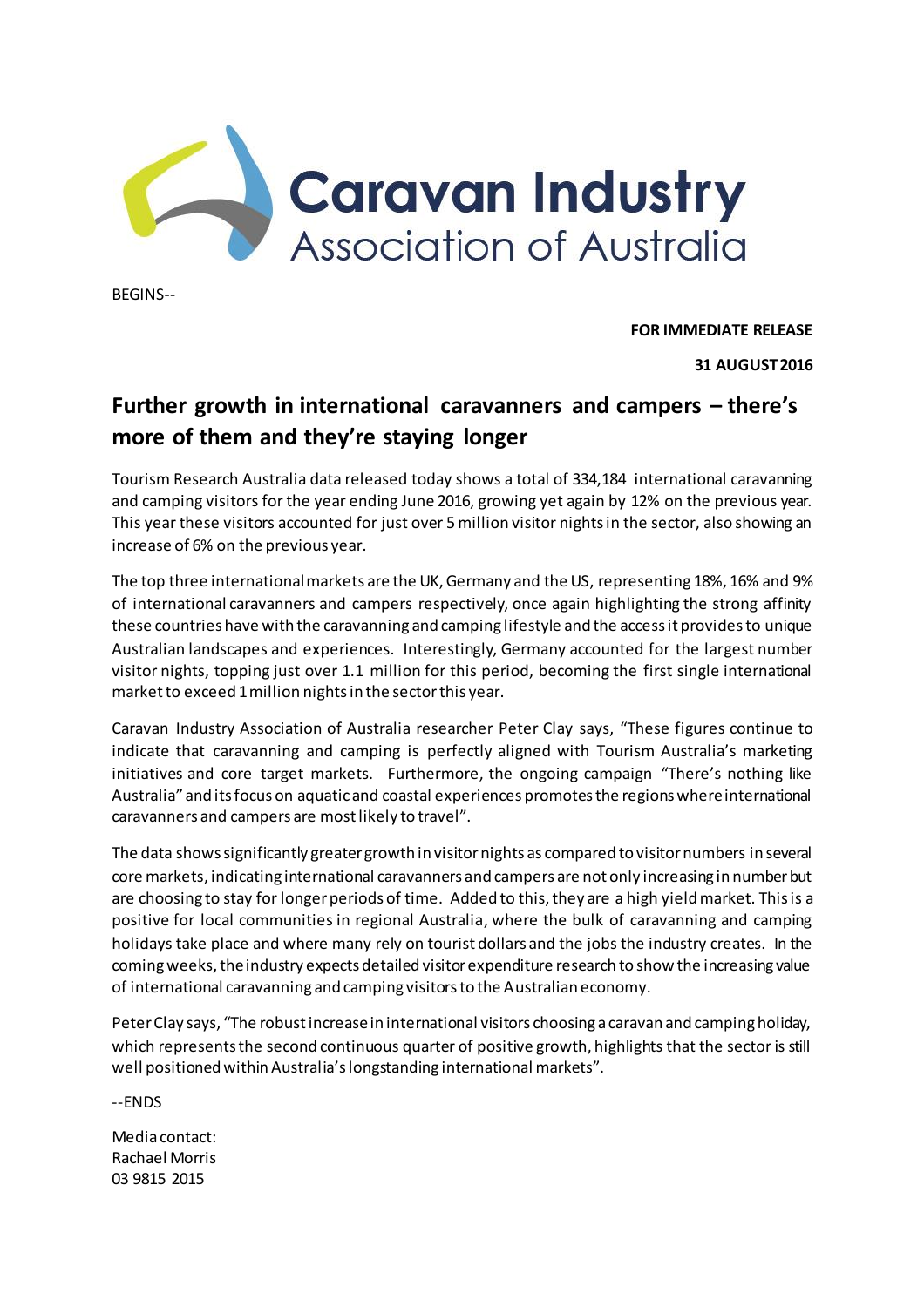# Caravan Industry Association of Australia

BEGINS--

**FOR IMMEDIATE RELEASE**

**31 AUGUST 2016**

## Further growth in international caravanners and campers – there's more of them and they're staying longer

Tourism Research Australia data released today shows a total of 334,184 international caravanning and camping visitors for the year ending June 2016, growing yet again by 12% on the previous year. This year these visitors accounted for just over 5 million visitor nights in the sector, also showing an increase of 6% on the previous year.

The top three international markets are the UK, Germany and the US, representing 18%, 16% and 9% of international caravanners and campers respectively, once again highlighting the strong affinity these countries have with the caravanning and camping lifestyle and the access it provides to unique Australian landscapes and experiences. Interestingly, Germany accounted for the largest number visitor nights, topping just over 1.1 million for this period, becoming the first single international market to exceed 1 million nights in the sector this year.

Caravan Industry Association of Australia researcher Peter Clay says, "These figures continue to indicate that caravanning and camping is perfectly aligned with Tourism Australia's marketing initiatives and core target markets. Furthermore, the ongoing campaign "There's nothing like Australia" and its focus on aquatic and coastal experiences promotes the regions where international caravanners and campers are most likely to travel".

The data shows significantly greater growth in visitor nights as compared to visitor numbers in several core markets, indicating international caravanners and campers are not only increasing in number but are choosing to stay for longer periods of time. Added to this, they are a high yield market. This is a positive for local communities in regional Australia, where the bulk of caravanning and camping holidays take place and where many rely on tourist dollars and the jobs the industry creates. In the coming weeks, the industry expects detailed visitor expenditure research to show the increasing value of international caravanning and camping visitors to the Australian economy.

Peter Clay says, "The robust increase in international visitors choosing a caravan and camping holiday, which represents the second continuous quarter of positive growth, highlights that the sector is still well positioned within Australia's longstanding international markets".

--ENDS

Media contact:
Rachael Morris
03 9815 2015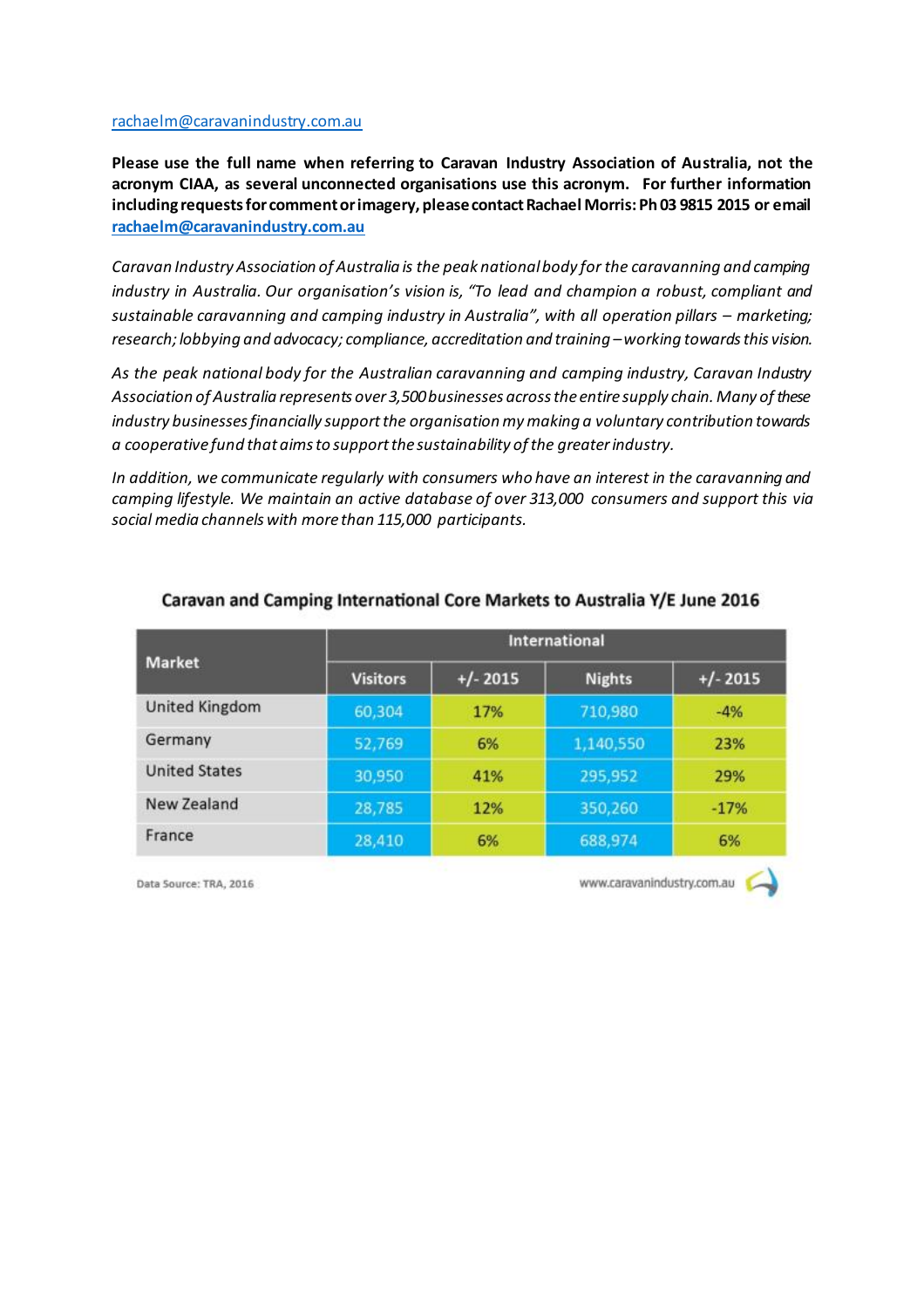rachaelm@caravanindustry.com.au

**Please use the full name when referring to Caravan Industry Association of Australia, not the acronym CIAA, as several unconnected organisations use this acronym. For further information including requests for comment or imagery, please contact Rachael Morris: Ph 03 9815 2015 or email rachaelm@caravanindustry.com.au**

*Caravan Industry Association of Australia is the peak national body for the caravanning and camping industry in Australia. Our organisation's vision is, "To lead and champion a robust, compliant and sustainable caravanning and camping industry in Australia", with all operation pillars – marketing; research; lobbying and advocacy; compliance, accreditation and training – working towards this vision.*

*As the peak national body for the Australian caravanning and camping industry, Caravan Industry Association of Australia represents over 3,500 businesses across the entire supply chain. Many of these industry businesses financially support the organisation my making a voluntary contribution towards a cooperative fund that aims to support the sustainability of the greater industry.*

*In addition, we communicate regularly with consumers who have an interest in the caravanning and camping lifestyle. We maintain an active database of over 313,000 consumers and support this via social media channels with more than 115,000 participants.*

**Caravan and Camping International Core Markets to Australia Y/E June 2016**

| Market | International | | | |
|---|---|---|---|---|
| | Visitors | +/- 2015 | Nights | +/- 2015 |
| United Kingdom | 60,304 | 17% | 710,980 | -4% |
| Germany | 52,769 | 6% | 1,140,550 | 23% |
| United States | 30,950 | 41% | 295,952 | 29% |
| New Zealand | 28,785 | 12% | 350,260 | -17% |
| France | 28,410 | 6% | 688,974 | 6% |

Data Source: TRA, 2016

www.caravanindustry.com.au